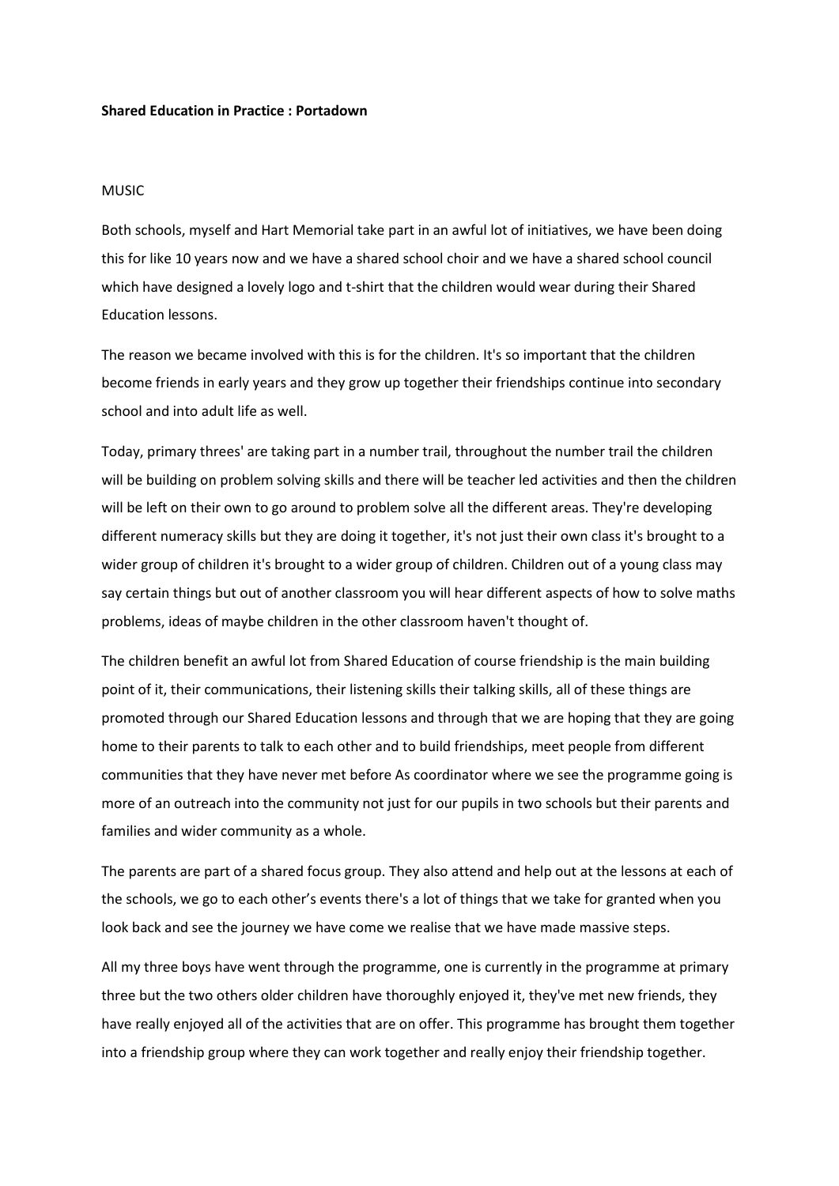**Shared Education in Practice : Portadown**

MUSIC

Both schools, myself and Hart Memorial take part in an awful lot of initiatives, we have been doing this for like 10 years now and we have a shared school choir and we have a shared school council which have designed a lovely logo and t-shirt that the children would wear during their Shared Education lessons.

The reason we became involved with this is for the children. It's so important that the children become friends in early years and they grow up together their friendships continue into secondary school and into adult life as well.

Today, primary threes' are taking part in a number trail, throughout the number trail the children will be building on problem solving skills and there will be teacher led activities and then the children will be left on their own to go around to problem solve all the different areas. They're developing different numeracy skills but they are doing it together, it's not just their own class it's brought to a wider group of children it's brought to a wider group of children. Children out of a young class may say certain things but out of another classroom you will hear different aspects of how to solve maths problems, ideas of maybe children in the other classroom haven't thought of.

The children benefit an awful lot from Shared Education of course friendship is the main building point of it, their communications, their listening skills their talking skills, all of these things are promoted through our Shared Education lessons and through that we are hoping that they are going home to their parents to talk to each other and to build friendships, meet people from different communities that they have never met before As coordinator where we see the programme going is more of an outreach into the community not just for our pupils in two schools but their parents and families and wider community as a whole.

The parents are part of a shared focus group. They also attend and help out at the lessons at each of the schools, we go to each other's events there's a lot of things that we take for granted when you look back and see the journey we have come we realise that we have made massive steps.

All my three boys have went through the programme, one is currently in the programme at primary three but the two others older children have thoroughly enjoyed it, they've met new friends, they have really enjoyed all of the activities that are on offer. This programme has brought them together into a friendship group where they can work together and really enjoy their friendship together.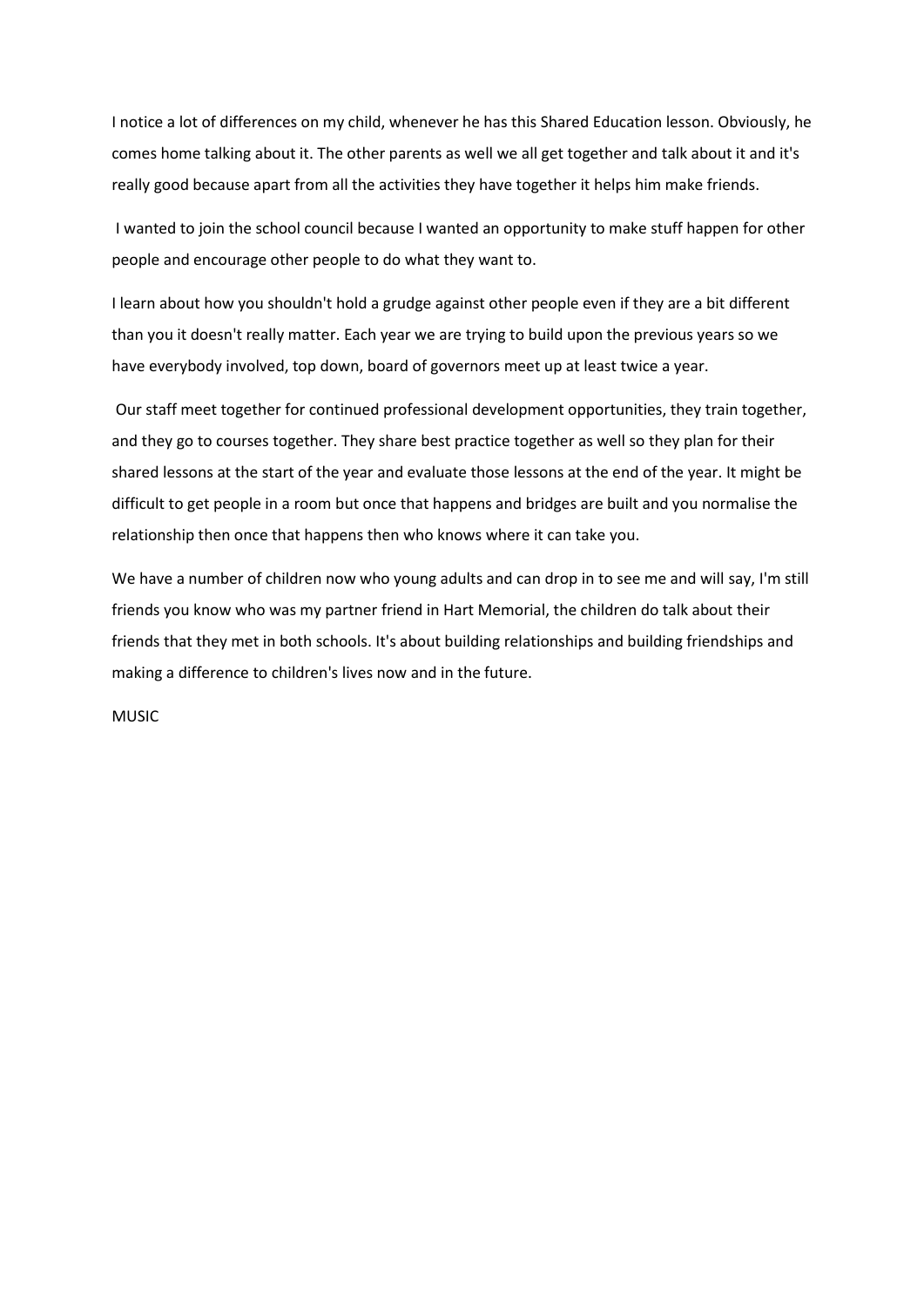I notice a lot of differences on my child, whenever he has this Shared Education lesson. Obviously, he comes home talking about it. The other parents as well we all get together and talk about it and it's really good because apart from all the activities they have together it helps him make friends.

I wanted to join the school council because I wanted an opportunity to make stuff happen for other people and encourage other people to do what they want to.

I learn about how you shouldn't hold a grudge against other people even if they are a bit different than you it doesn't really matter. Each year we are trying to build upon the previous years so we have everybody involved, top down, board of governors meet up at least twice a year.

Our staff meet together for continued professional development opportunities, they train together, and they go to courses together. They share best practice together as well so they plan for their shared lessons at the start of the year and evaluate those lessons at the end of the year. It might be difficult to get people in a room but once that happens and bridges are built and you normalise the relationship then once that happens then who knows where it can take you.

We have a number of children now who young adults and can drop in to see me and will say, I'm still friends you know who was my partner friend in Hart Memorial, the children do talk about their friends that they met in both schools. It's about building relationships and building friendships and making a difference to children's lives now and in the future.

MUSIC